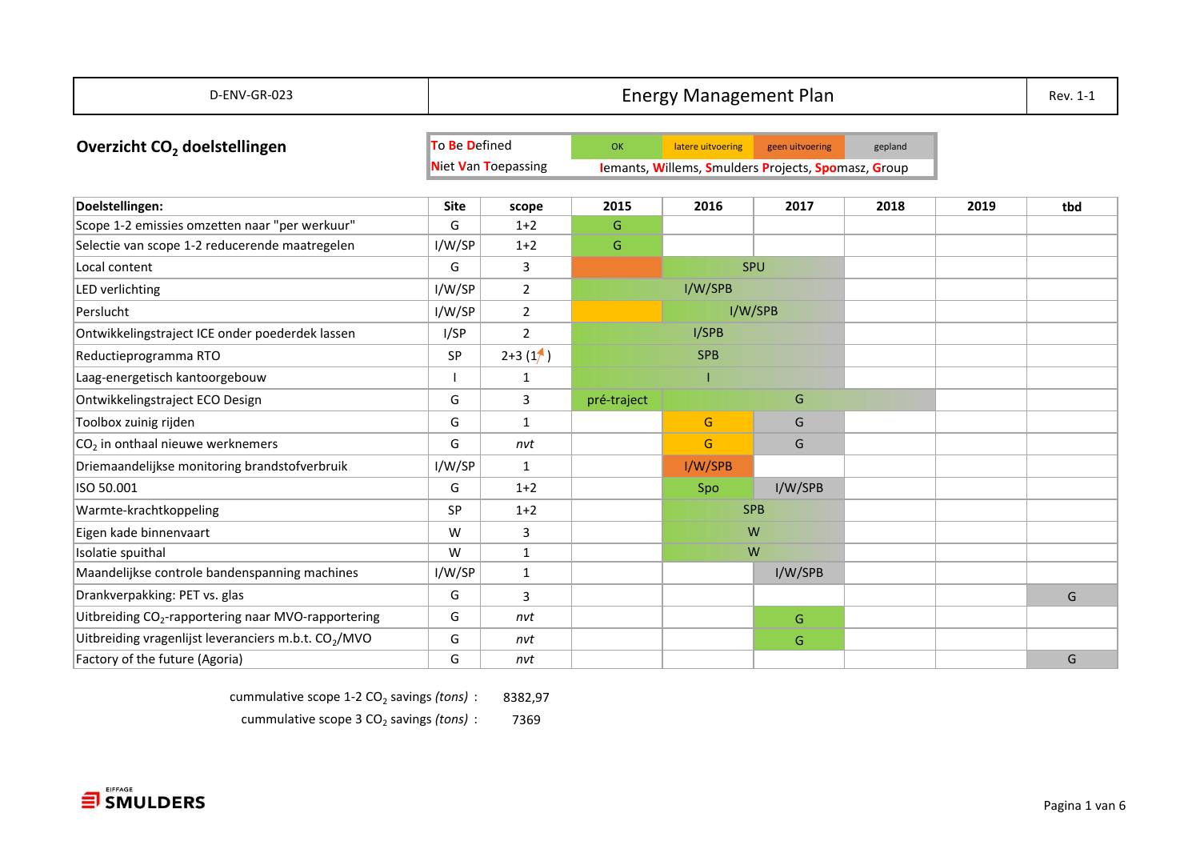| D-ENV-GR-023 | Energy Management Plan | Rev. 1-1 |
|---|---|---|

## Overzicht $CO_2$ doelstellingen

| To Be Defined | OK | latere uitvoering | geen uitvoering | gepland |
|---|---|---|---|---|
| Niet Van Toepassing | Iemants, Willems, Smulders Projects, Spomasz, Group | | | |

| Doelstellingen: | Site | scope | 2015 | 2016 | 2017 | 2018 | 2019 | tbd |
|---|---|---|---|---|---|---|---|---|
| Scope 1-2 emissies omzetten naar "per werkuur" | G | 1+2 | G | | | | | |
| Selectie van scope 1-2 reducerende maatregelen | I/W/SP | 1+2 | G | | | | | |
| Local content | G | 3 | | SPU | SPU | | | |
| LED verlichting | I/W/SP | 2 | I/W/SPB | I/W/SPB | I/W/SPB | | | |
| Perslucht | I/W/SP | 2 | | I/W/SPB | I/W/SPB | | | |
| Ontwikkelingstraject ICE onder poederdek lassen | I/SP | 2 | I/SPB | I/SPB | I/SPB | | | |
| Reductieprogramma RTO | SP | 2+3 (1) | SPB | SPB | SPB | | | |
| Laag-energetisch kantoorgebouw | I | 1 | I | I | I | | | |
| Ontwikkelingstraject ECO Design | G | 3 | pré-traject | G | G | G | | |
| Toolbox zuinig rijden | G | 1 | | G | G | | | |
| $CO_2$ in onthaal nieuwe werknemers | G | *nvt* | | G | G | | | |
| Driemaandelijkse monitoring brandstofverbruik | I/W/SP | 1 | | I/W/SPB | | | | |
| ISO 50.001 | G | 1+2 | | Spo | I/W/SPB | | | |
| Warmte-krachtkoppeling | SP | 1+2 | | SPB | SPB | | | |
| Eigen kade binnenvaart | W | 3 | | W | W | | | |
| Isolatie spuithal | W | 1 | | W | W | | | |
| Maandelijkse controle bandenspanning machines | I/W/SP | 1 | | | I/W/SPB | | | |
| Drankverpakking: PET vs. glas | G | 3 | | | | | | G |
| Uitbreiding $CO_2$-rapportering naar MVO-rapportering | G | *nvt* | | | G | | | |
| Uitbreiding vragenlijst leveranciers m.b.t. $CO_2$/MVO | G | *nvt* | | | G | | | |
| Factory of the future (Agoria) | G | *nvt* | | | | | | G |

cummulative scope 1-2 $CO_2$ savings *(tons)* : 8382,97

cummulative scope 3 $CO_2$ savings *(tons)* : 7369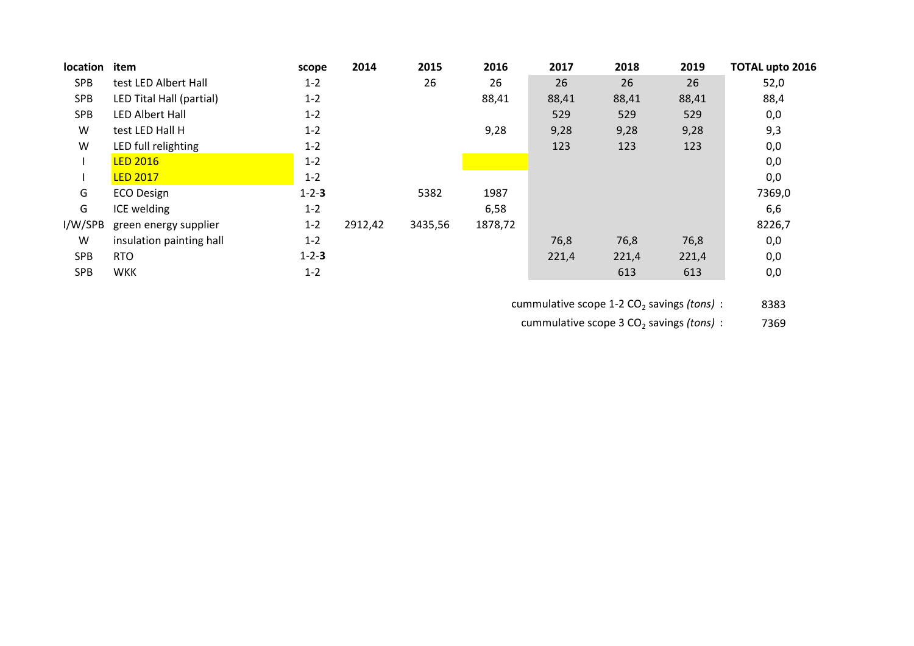| location | item | scope | 2014 | 2015 | 2016 | 2017 | 2018 | 2019 | TOTAL upto 2016 |
|---|---|---|---|---|---|---|---|---|---|
| SPB | test LED Albert Hall | 1-2 | | 26 | 26 | 26 | 26 | 26 | 52,0 |
| SPB | LED Tital Hall (partial) | 1-2 | | | 88,41 | 88,41 | 88,41 | 88,41 | 88,4 |
| SPB | LED Albert Hall | 1-2 | | | | 529 | 529 | 529 | 0,0 |
| W | test LED Hall H | 1-2 | | | 9,28 | 9,28 | 9,28 | 9,28 | 9,3 |
| W | LED full relighting | 1-2 | | | | 123 | 123 | 123 | 0,0 |
| I | LED 2016 | 1-2 | | | | | | | 0,0 |
| I | LED 2017 | 1-2 | | | | | | | 0,0 |
| G | ECO Design | 1-2-**3** | | 5382 | 1987 | | | | 7369,0 |
| G | ICE welding | 1-2 | | | 6,58 | | | | 6,6 |
| I/W/SPB | green energy supplier | 1-2 | 2912,42 | 3435,56 | 1878,72 | | | | 8226,7 |
| W | insulation painting hall | 1-2 | | | | 76,8 | 76,8 | 76,8 | 0,0 |
| SPB | RTO | 1-2-**3** | | | | 221,4 | 221,4 | 221,4 | 0,0 |
| SPB | WKK | 1-2 | | | | | 613 | 613 | 0,0 |

cummulative scope 1-2 $CO_2$ savings *(tons)* : 8383

cummulative scope 3 $CO_2$ savings *(tons)* : 7369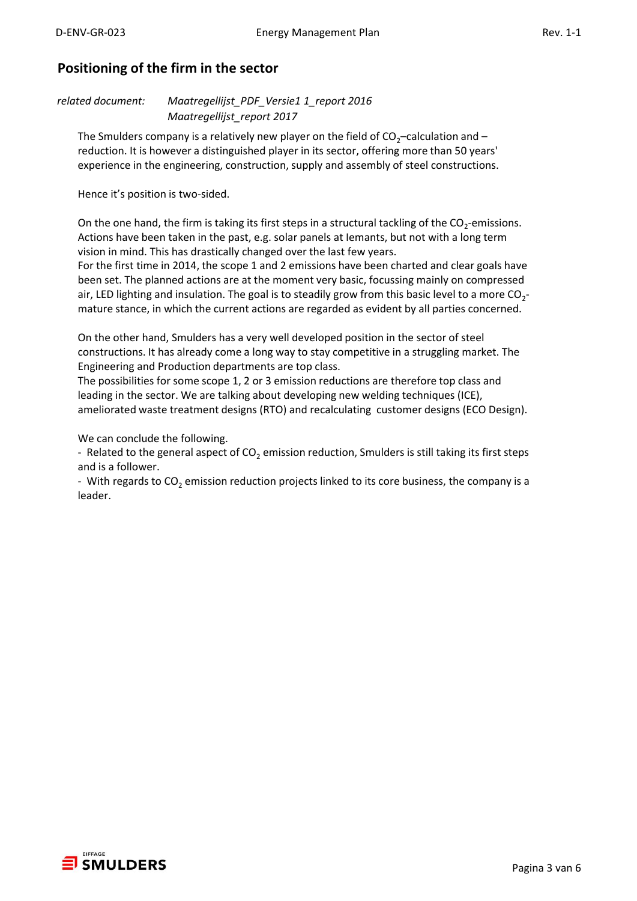## Positioning of the firm in the sector

*related document: Maatregellijst_PDF_Versie1 1_report 2016*
*Maatregellijst_report 2017*

The Smulders company is a relatively new player on the field of $CO_2$–calculation and –reduction. It is however a distinguished player in its sector, offering more than 50 years' experience in the engineering, construction, supply and assembly of steel constructions.

Hence it's position is two-sided.

On the one hand, the firm is taking its first steps in a structural tackling of the $CO_2$-emissions. Actions have been taken in the past, e.g. solar panels at Iemants, but not with a long term vision in mind. This has drastically changed over the last few years.
For the first time in 2014, the scope 1 and 2 emissions have been charted and clear goals have been set. The planned actions are at the moment very basic, focussing mainly on compressed air, LED lighting and insulation. The goal is to steadily grow from this basic level to a more $CO_2$-mature stance, in which the current actions are regarded as evident by all parties concerned.

On the other hand, Smulders has a very well developed position in the sector of steel constructions. It has already come a long way to stay competitive in a struggling market. The Engineering and Production departments are top class.
The possibilities for some scope 1, 2 or 3 emission reductions are therefore top class and leading in the sector. We are talking about developing new welding techniques (ICE), ameliorated waste treatment designs (RTO) and recalculating customer designs (ECO Design).

We can conclude the following.
- Related to the general aspect of $CO_2$ emission reduction, Smulders is still taking its first steps and is a follower.
- With regards to $CO_2$ emission reduction projects linked to its core business, the company is a leader.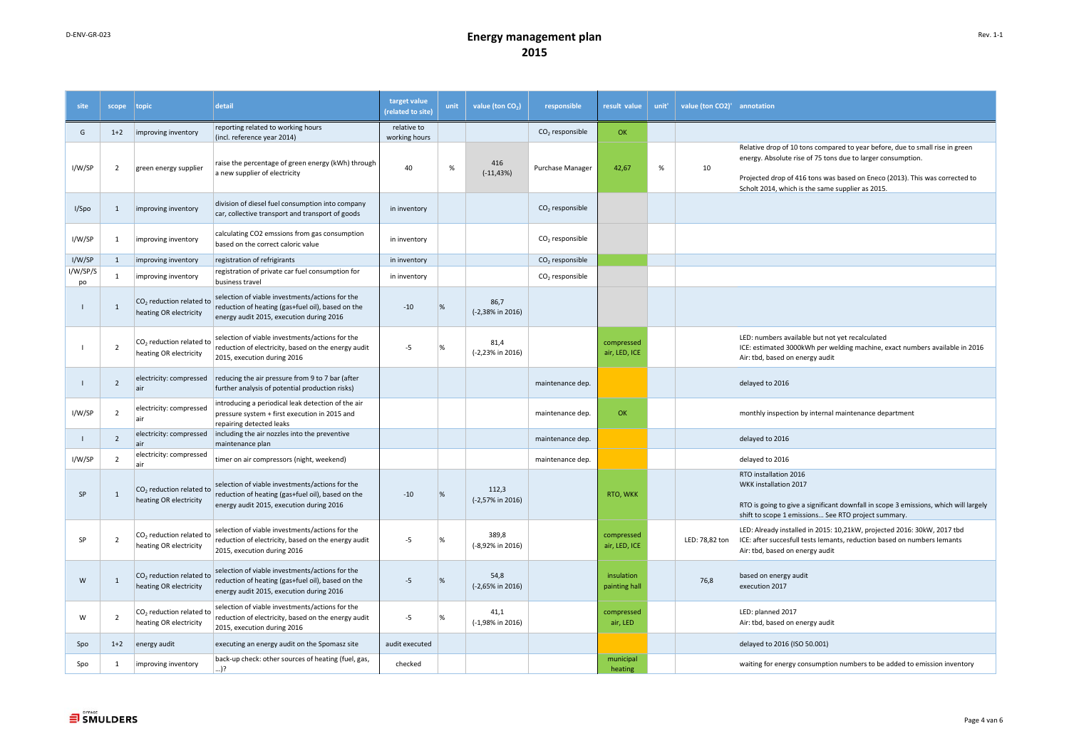# Energy management plan
## 2015

| site | scope | topic | detail | target value (related to site) | unit | value (ton $CO_2$) | responsible | result value | unit' | value (ton CO2)' | annotation |
|---|---|---|---|---|---|---|---|---|---|---|---|
| G | 1+2 | improving inventory | reporting related to working hours (incl. reference year 2014) | relative to working hours | | | $CO_2$ responsible | OK | | | |
| I/W/SP | 2 | green energy supplier | raise the percentage of green energy (kWh) through a new supplier of electricity | 40 | % | 416 (-11,43%) | Purchase Manager | 42,67 | % | 10 | Relative drop of 10 tons compared to year before, due to small rise in green energy. Absolute rise of 75 tons due to larger consumption. Projected drop of 416 tons was based on Eneco (2013). This was corrected to Scholt 2014, which is the same supplier as 2015. |
| I/Spo | 1 | improving inventory | division of diesel fuel consumption into company car, collective transport and transport of goods | in inventory | | | $CO_2$ responsible | | | | |
| I/W/SP | 1 | improving inventory | calculating CO2 emssions from gas consumption based on the correct caloric value | in inventory | | | $CO_2$ responsible | | | | |
| I/W/SP | 1 | improving inventory | registration of refrigirants | in inventory | | | $CO_2$ responsible | | | | |
| I/W/SP/Spo | 1 | improving inventory | registration of private car fuel consumption for business travel | in inventory | | | $CO_2$ responsible | | | | |
| I | 1 | $CO_2$ reduction related to heating OR electricity | selection of viable investments/actions for the reduction of heating (gas+fuel oil), based on the energy audit 2015, execution during 2016 | -10 | % | 86,7 (-2,38% in 2016) | | | | | |
| I | 2 | $CO_2$ reduction related to heating OR electricity | selection of viable investments/actions for the reduction of electricity, based on the energy audit 2015, execution during 2016 | -5 | % | 81,4 (-2,23% in 2016) | | compressed air, LED, ICE | | | LED: numbers available but not yet recalculated<br>ICE: estimated 3000kWh per welding machine, exact numbers available in 2016<br>Air: tbd, based on energy audit |
| I | 2 | electricity: compressed air | reducing the air pressure from 9 to 7 bar (after further analysis of potential production risks) | | | | maintenance dep. | | | | delayed to 2016 |
| I/W/SP | 2 | electricity: compressed air | introducing a periodical leak detection of the air pressure system + first execution in 2015 and repairing detected leaks | | | | maintenance dep. | OK | | | monthly inspection by internal maintenance department |
| I | 2 | electricity: compressed air | including the air nozzles into the preventive maintenance plan | | | | maintenance dep. | | | | delayed to 2016 |
| I/W/SP | 2 | electricity: compressed air | timer on air compressors (night, weekend) | | | | maintenance dep. | | | | delayed to 2016 |
| SP | 1 | $CO_2$ reduction related to heating OR electricity | selection of viable investments/actions for the reduction of heating (gas+fuel oil), based on the energy audit 2015, execution during 2016 | -10 | % | 112,3 (-2,57% in 2016) | | RTO, WKK | | | RTO installation 2016<br>WKK installation 2017<br>RTO is going to give a significant downfall in scope 3 emissions, which will largely shift to scope 1 emissions... See RTO project summary. |
| SP | 2 | $CO_2$ reduction related to heating OR electricity | selection of viable investments/actions for the reduction of electricity, based on the energy audit 2015, execution during 2016 | -5 | % | 389,8 (-8,92% in 2016) | | compressed air, LED, ICE | | LED: 78,82 ton | LED: Already installed in 2015: 10,21kW, projected 2016: 30kW, 2017 tbd<br>ICE: after succesfull tests lemants, reduction based on numbers lemants<br>Air: tbd, based on energy audit |
| W | 1 | $CO_2$ reduction related to heating OR electricity | selection of viable investments/actions for the reduction of heating (gas+fuel oil), based on the energy audit 2015, execution during 2016 | -5 | % | 54,8 (-2,65% in 2016) | | insulation painting hall | | 76,8 | based on energy audit<br>execution 2017 |
| W | 2 | $CO_2$ reduction related to heating OR electricity | selection of viable investments/actions for the reduction of electricity, based on the energy audit 2015, execution during 2016 | -5 | % | 41,1 (-1,98% in 2016) | | compressed air, LED | | | LED: planned 2017<br>Air: tbd, based on energy audit |
| Spo | 1+2 | energy audit | executing an energy audit on the Spomasz site | audit executed | | | | | | | delayed to 2016 (ISO 50.001) |
| Spo | 1 | improving inventory | back-up check: other sources of heating (fuel, gas, ...)? | checked | | | | municipal heating | | | waiting for energy consumption numbers to be added to emission inventory |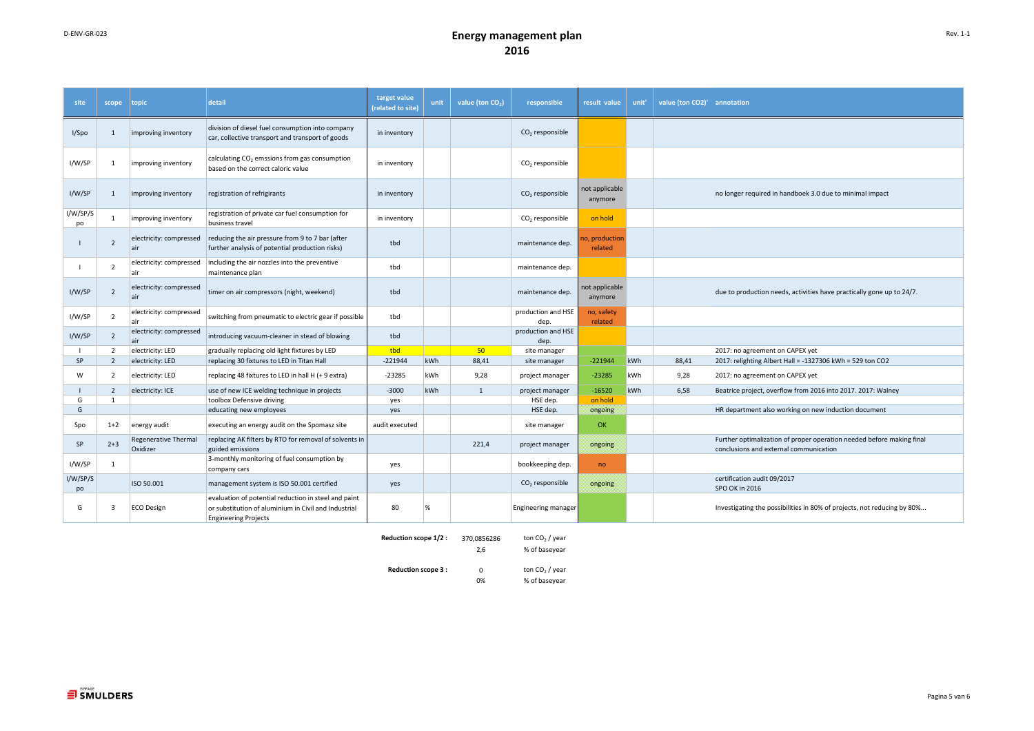# Energy management plan 2016

| site | scope | topic | detail | target value (related to site) | unit | value (ton $CO_2$) | responsible | result value | unit' | value (ton CO2)' | annotation |
|---|---|---|---|---|---|---|---|---|---|---|---|
| I/Spo | 1 | improving inventory | division of diesel fuel consumption into company car, collective transport and transport of goods | in inventory | | | $CO_2$ responsible | | | | |
| I/W/SP | 1 | improving inventory | calculating $CO_2$ emssions from gas consumption based on the correct caloric value | in inventory | | | $CO_2$ responsible | | | | |
| I/W/SP | 1 | improving inventory | registration of refrigirants | in inventory | | | $CO_2$ responsible | not applicable anymore | | | no longer required in handboek 3.0 due to minimal impact |
| I/W/SP/Spo | 1 | improving inventory | registration of private car fuel consumption for business travel | in inventory | | | $CO_2$ responsible | on hold | | | |
| I | 2 | electricity: compressed air | reducing the air pressure from 9 to 7 bar (after further analysis of potential production risks) | tbd | | | maintenance dep. | no, production related | | | |
| I | 2 | electricity: compressed air | including the air nozzles into the preventive maintenance plan | tbd | | | maintenance dep. | | | | |
| I/W/SP | 2 | electricity: compressed air | timer on air compressors (night, weekend) | tbd | | | maintenance dep. | not applicable anymore | | | due to production needs, activities have practically gone up to 24/7. |
| I/W/SP | 2 | electricity: compressed air | switching from pneumatic to electric gear if possible | tbd | | | production and HSE dep. | no, safety related | | | |
| I/W/SP | 2 | electricity: compressed air | introducing vacuum-cleaner in stead of blowing | tbd | | | production and HSE dep. | | | | |
| I | 2 | electricity: LED | gradually replacing old light fixtures by LED | tbd | | 50 | site manager | | | | 2017: no agreement on CAPEX yet |
| SP | 2 | electricity: LED | replacing 30 fixtures to LED in Titan Hall | -221944 | kWh | 88,41 | site manager | -221944 | kWh | 88,41 | 2017: relighting Albert Hall = -1327306 kWh = 529 ton CO2 |
| W | 2 | electricity: LED | replacing 48 fixtures to LED in hall H (+ 9 extra) | -23285 | kWh | 9,28 | project manager | -23285 | kWh | 9,28 | 2017: no agreement on CAPEX yet |
| I | 2 | electricity: ICE | use of new ICE welding technique in projects | -3000 | kWh | 1 | project manager | -16520 | kWh | 6,58 | Beatrice project, overflow from 2016 into 2017. 2017: Walney |
| G | 1 | | toolbox Defensive driving | yes | | | HSE dep. | on hold | | | |
| G | | | educating new employees | yes | | | HSE dep. | ongoing | | | HR department also working on new induction document |
| Spo | 1+2 | energy audit | executing an energy audit on the Spomasz site | audit executed | | | site manager | OK | | | |
| SP | 2+3 | Regenerative Thermal Oxidizer | replacing AK filters by RTO for removal of solvents in guided emissions | | | 221,4 | project manager | ongoing | | | Further optimalization of proper operation needed before making final conclusions and external communication |
| I/W/SP | 1 | | 3-monthly monitoring of fuel consumption by company cars | yes | | | bookkeeping dep. | no | | | |
| I/W/SP/Spo | | ISO 50.001 | management system is ISO 50.001 certified | yes | | | $CO_2$ responsible | ongoing | | | certification audit 09/2017 SPO OK in 2016 |
| G | 3 | ECO Design | evaluation of potential reduction in steel and paint or substitution of aluminium in Civil and Industrial Engineering Projects | 80 | % | | Engineering manager | | | | Investigating the possibilities in 80% of projects, not reducing by 80%... |

| | | |
|---|---|---|
| **Reduction scope 1/2 :** | 370,0856286 | ton $CO_2$ / year |
| | 2,6 | % of baseyear |
| **Reduction scope 3 :** | 0 | ton $CO_2$ / year |
| | 0% | % of baseyear |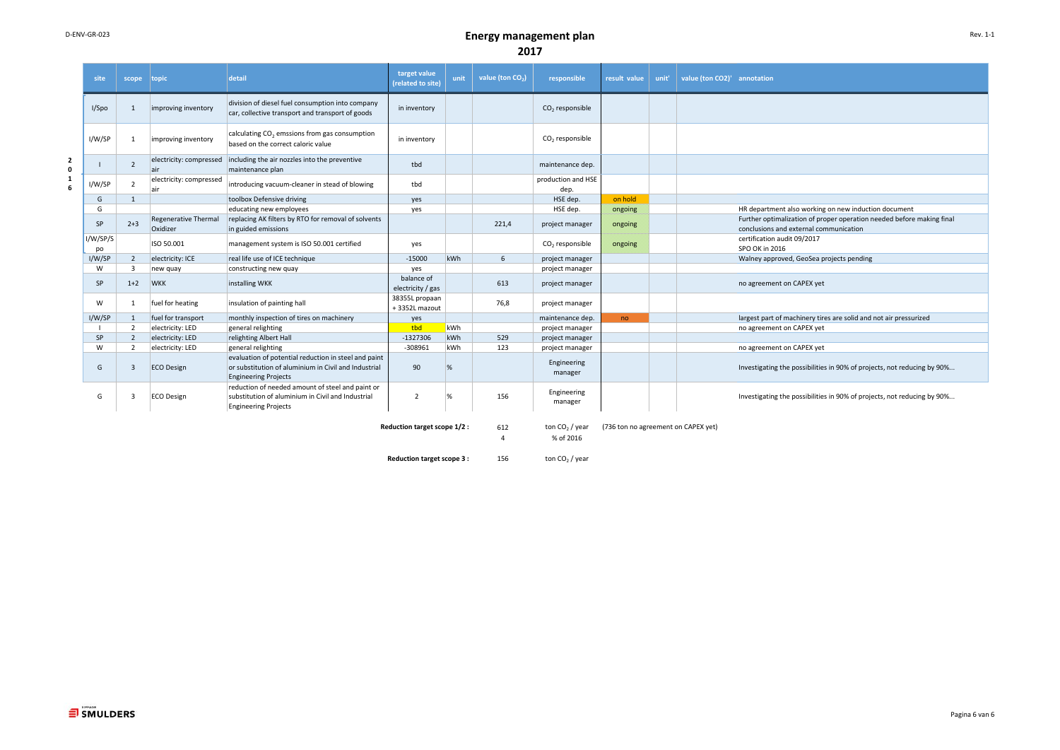# Energy management plan
## 2017

| site | scope | topic | detail | target value (related to site) | unit | value (ton $CO_2$) | responsible | result value | unit' | value (ton CO2)' | annotation |
|---|---|---|---|---|---|---|---|---|---|---|---|
| I/Spo | 1 | improving inventory | division of diesel fuel consumption into company car, collective transport and transport of goods | in inventory | | | $CO_2$ responsible | | | | |
| I/W/SP | 1 | improving inventory | calculating $CO_2$ emssions from gas consumption based on the correct caloric value | in inventory | | | $CO_2$ responsible | | | | |
| I | 2 | electricity: compressed air | including the air nozzles into the preventive maintenance plan | tbd | | | maintenance dep. | | | | |
| I/W/SP | 2 | electricity: compressed air | introducing vacuum-cleaner in stead of blowing | tbd | | | production and HSE dep. | | | | |
| G | 1 | | toolbox Defensive driving | yes | | | HSE dep. | on hold | | | |
| G | | | educating new employees | yes | | | HSE dep. | ongoing | | | HR department also working on new induction document |
| SP | 2+3 | Regenerative Thermal Oxidizer | replacing AK filters by RTO for removal of solvents in guided emissions | | | 221,4 | project manager | ongoing | | | Further optimalization of proper operation needed before making final conclusions and external communication |
| I/W/SP/Spo | | ISO 50.001 | management system is ISO 50.001 certified | yes | | | $CO_2$ responsible | ongoing | | | certification audit 09/2017 SPO OK in 2016 |
| I/W/SP | 2 | electricity: ICE | real life use of ICE technique | -15000 | kWh | 6 | project manager | | | | Walney approved, GeoSea projects pending |
| W | 3 | new quay | constructing new quay | yes | | | project manager | | | | |
| SP | 1+2 | WKK | installing WKK | balance of electricity / gas | | 613 | project manager | | | | no agreement on CAPEX yet |
| W | 1 | fuel for heating | insulation of painting hall | 38355L propaan + 3352L mazout | | 76,8 | project manager | | | | |
| I/W/SP | 1 | fuel for transport | monthly inspection of tires on machinery | yes | | | maintenance dep. | no | | | largest part of machinery tires are solid and not air pressurized |
| I | 2 | electricity: LED | general relighting | tbd | kWh | | project manager | | | | no agreement on CAPEX yet |
| SP | 2 | electricity: LED | relighting Albert Hall | -1327306 | kWh | 529 | project manager | | | | |
| W | 2 | electricity: LED | general relighting | -308961 | kWh | 123 | project manager | | | | no agreement on CAPEX yet |
| G | 3 | ECO Design | evaluation of potential reduction in steel and paint or substitution of aluminium in Civil and Industrial Engineering Projects | 90 | % | | Engineering manager | | | | Investigating the possibilities in 90% of projects, not reducing by 90%... |
| G | 3 | ECO Design | reduction of needed amount of steel and paint or substitution of aluminium in Civil and Industrial Engineering Projects | 2 | % | 156 | Engineering manager | | | | Investigating the possibilities in 90% of projects, not reducing by 90%... |

**Reduction target scope 1/2 :** 612 ton $CO_2$ / year (736 ton no agreement on CAPEX yet)
4 % of 2016

**Reduction target scope 3 :** 156 ton $CO_2$ / year